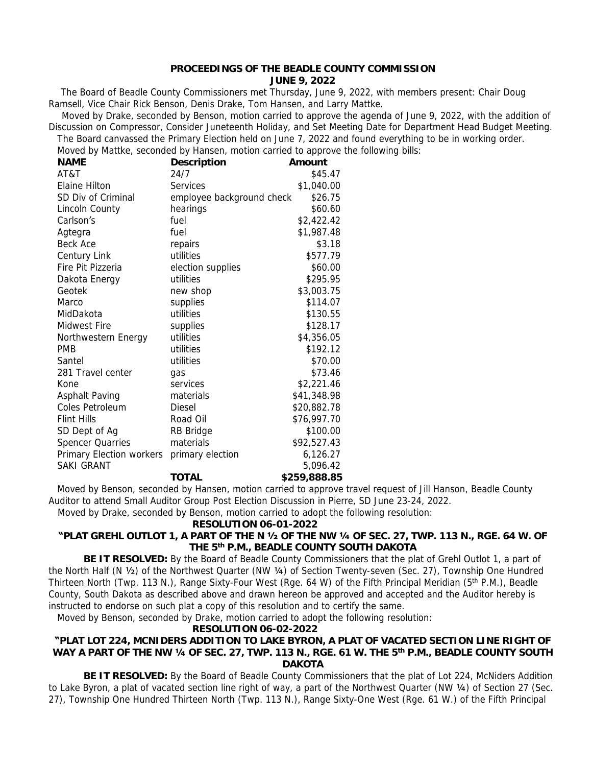**PROCEEDINGS OF THE BEADLE COUNTY COMMISSION**
**JUNE 9, 2022**

The Board of Beadle County Commissioners met Thursday, June 9, 2022, with members present: Chair Doug Ramsell, Vice Chair Rick Benson, Denis Drake, Tom Hansen, and Larry Mattke.

Moved by Drake, seconded by Benson, motion carried to approve the agenda of June 9, 2022, with the addition of Discussion on Compressor, Consider Juneteenth Holiday, and Set Meeting Date for Department Head Budget Meeting.

The Board canvassed the Primary Election held on June 7, 2022 and found everything to be in working order.

Moved by Mattke, seconded by Hansen, motion carried to approve the following bills:

| NAME | Description | Amount |
|---|---|---|
| AT&T | 24/7 | $45.47 |
| Elaine Hilton | Services | $1,040.00 |
| SD Div of Criminal | employee background check | $26.75 |
| Lincoln County | hearings | $60.60 |
| Carlson's | fuel | $2,422.42 |
| Agtegra | fuel | $1,987.48 |
| Beck Ace | repairs | $3.18 |
| Century Link | utilities | $577.79 |
| Fire Pit Pizzeria | election supplies | $60.00 |
| Dakota Energy | utilities | $295.95 |
| Geotek | new shop | $3,003.75 |
| Marco | supplies | $114.07 |
| MidDakota | utilities | $130.55 |
| Midwest Fire | supplies | $128.17 |
| Northwestern Energy | utilities | $4,356.05 |
| PMB | utilities | $192.12 |
| Santel | utilities | $70.00 |
| 281 Travel center | gas | $73.46 |
| Kone | services | $2,221.46 |
| Asphalt Paving | materials | $41,348.98 |
| Coles Petroleum | Diesel | $20,882.78 |
| Flint Hills | Road Oil | $76,997.70 |
| SD Dept of Ag | RB Bridge | $100.00 |
| Spencer Quarries | materials | $92,527.43 |
| Primary Election workers | primary election | 6,126.27 |
| SAKI GRANT | | 5,096.42 |
| | **TOTAL** | **$259,888.85** |

Moved by Benson, seconded by Hansen, motion carried to approve travel request of Jill Hanson, Beadle County Auditor to attend Small Auditor Group Post Election Discussion in Pierre, SD June 23-24, 2022.

Moved by Drake, seconded by Benson, motion carried to adopt the following resolution:

**RESOLUTION 06-01-2022**

**"PLAT GREHL OUTLOT 1, A PART OF THE N ½ OF THE NW ¼ OF SEC. 27, TWP. 113 N., RGE. 64 W. OF THE 5th P.M., BEADLE COUNTY SOUTH DAKOTA**

**BE IT RESOLVED:** By the Board of Beadle County Commissioners that the plat of Grehl Outlot 1, a part of the North Half (N ½) of the Northwest Quarter (NW ¼) of Section Twenty-seven (Sec. 27), Township One Hundred Thirteen North (Twp. 113 N.), Range Sixty-Four West (Rge. 64 W) of the Fifth Principal Meridian (5th P.M.), Beadle County, South Dakota as described above and drawn hereon be approved and accepted and the Auditor hereby is instructed to endorse on such plat a copy of this resolution and to certify the same.

Moved by Benson, seconded by Drake, motion carried to adopt the following resolution:

**RESOLUTION 06-02-2022**

**"PLAT LOT 224, MCNIDERS ADDITION TO LAKE BYRON, A PLAT OF VACATED SECTION LINE RIGHT OF WAY A PART OF THE NW ¼ OF SEC. 27, TWP. 113 N., RGE. 61 W. THE 5th P.M., BEADLE COUNTY SOUTH DAKOTA**

**BE IT RESOLVED:** By the Board of Beadle County Commissioners that the plat of Lot 224, McNiders Addition to Lake Byron, a plat of vacated section line right of way, a part of the Northwest Quarter (NW ¼) of Section 27 (Sec. 27), Township One Hundred Thirteen North (Twp. 113 N.), Range Sixty-One West (Rge. 61 W.) of the Fifth Principal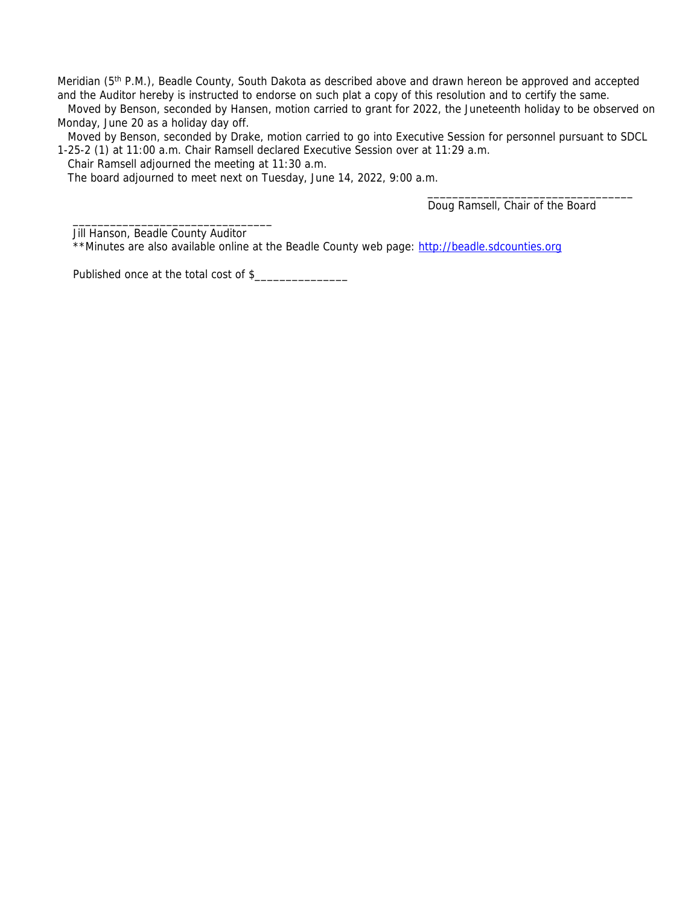Meridian (5th P.M.), Beadle County, South Dakota as described above and drawn hereon be approved and accepted and the Auditor hereby is instructed to endorse on such plat a copy of this resolution and to certify the same.

Moved by Benson, seconded by Hansen, motion carried to grant for 2022, the Juneteenth holiday to be observed on Monday, June 20 as a holiday day off.

Moved by Benson, seconded by Drake, motion carried to go into Executive Session for personnel pursuant to SDCL 1-25-2 (1) at 11:00 a.m. Chair Ramsell declared Executive Session over at 11:29 a.m.

Chair Ramsell adjourned the meeting at 11:30 a.m.

The board adjourned to meet next on Tuesday, June 14, 2022, 9:00 a.m.

_________________________________
Doug Ramsell, Chair of the Board

_________________________________
Jill Hanson, Beadle County Auditor

**Minutes are also available online at the Beadle County web page: http://beadle.sdcounties.org

Published once at the total cost of $_______________